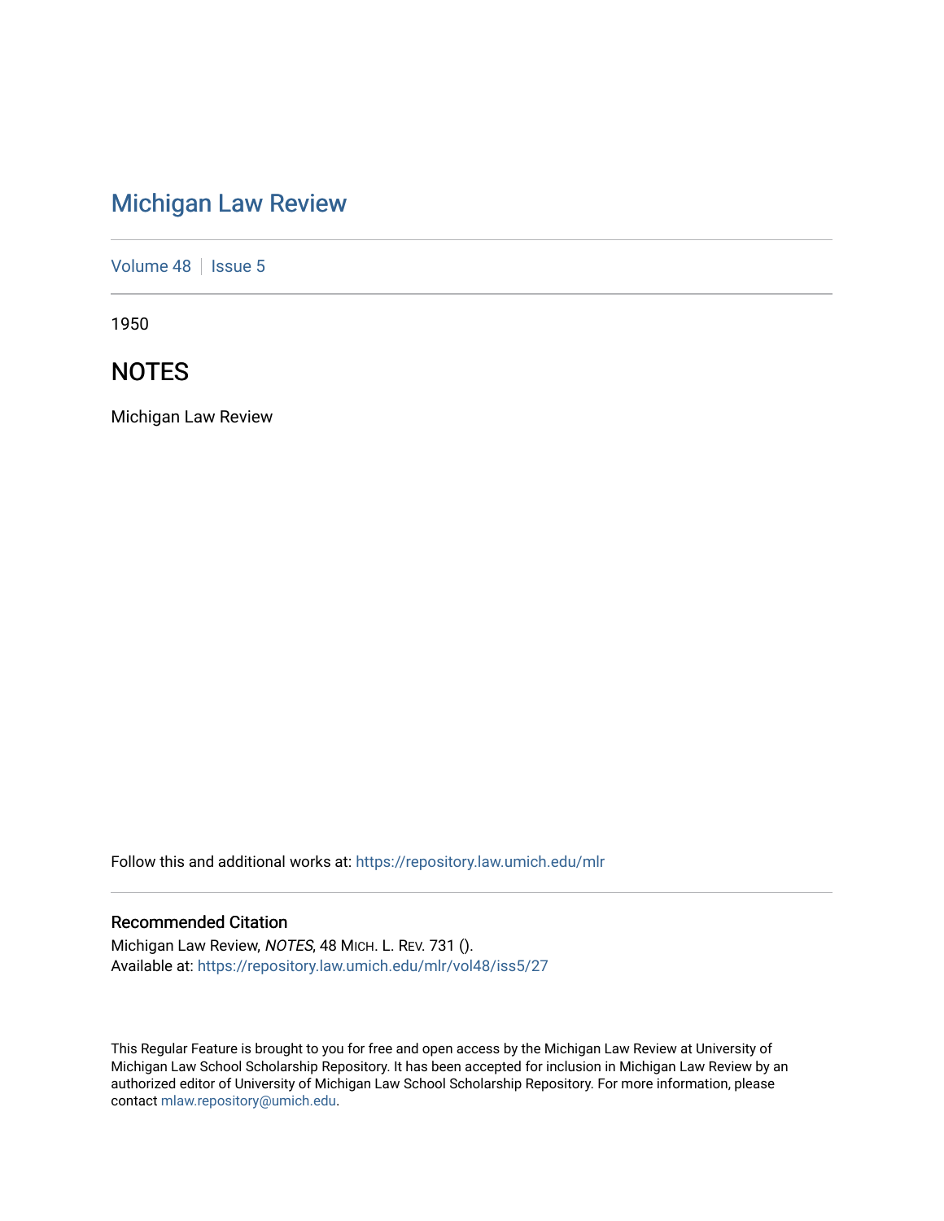# Michigan Law Review

Volume 48 | Issue 5

1950

## NOTES

Michigan Law Review

Follow this and additional works at: https://repository.law.umich.edu/mlr

### Recommended Citation

Michigan Law Review, *NOTES*, 48 MICH. L. REV. 731 ().
Available at: https://repository.law.umich.edu/mlr/vol48/iss5/27

This Regular Feature is brought to you for free and open access by the Michigan Law Review at University of Michigan Law School Scholarship Repository. It has been accepted for inclusion in Michigan Law Review by an authorized editor of University of Michigan Law School Scholarship Repository. For more information, please contact mlaw.repository@umich.edu.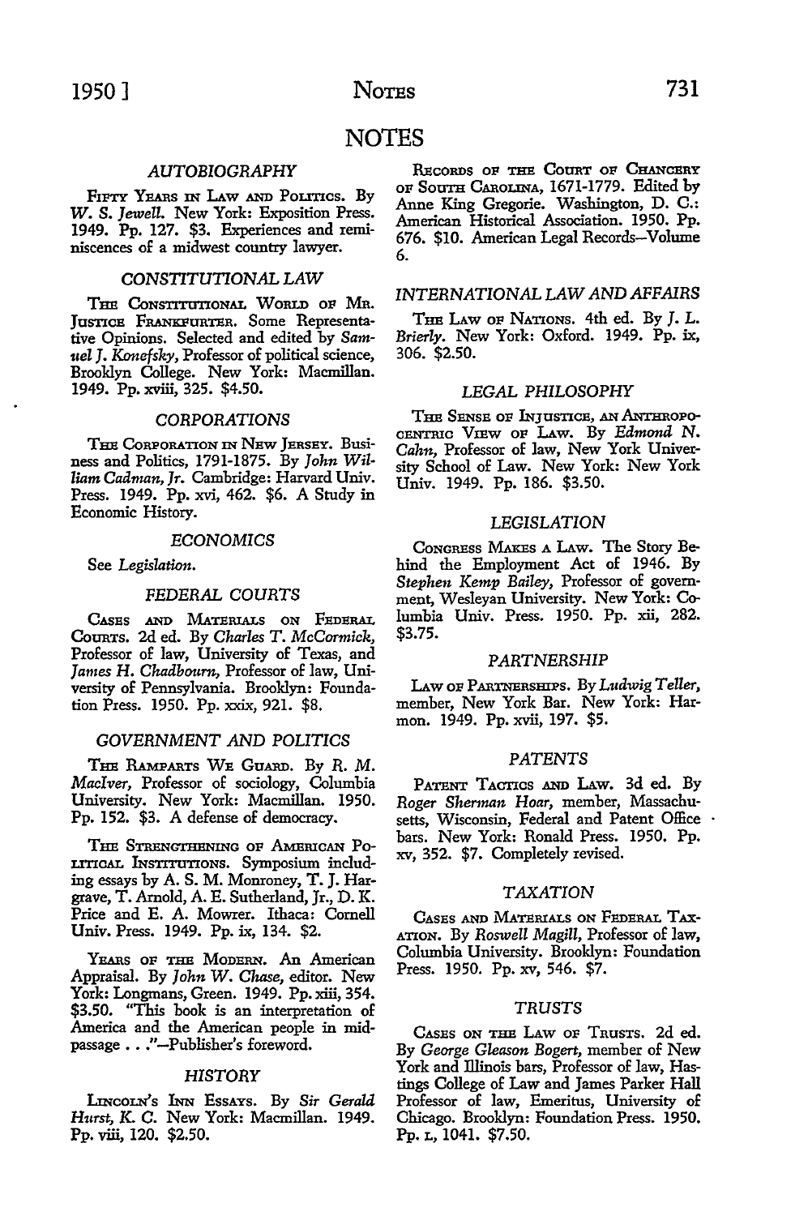# NOTES

### *AUTOBIOGRAPHY*

FIFTY YEARS IN LAW AND POLITICS. By *W. S. Jewell.* New York: Exposition Press. 1949. Pp. 127. $3. Experiences and reminiscences of a midwest country lawyer.

### *CONSTITUTIONAL LAW*

THE CONSTITUTIONAL WORLD OF MR. JUSTICE FRANKFURTER. Some Representative Opinions. Selected and edited by *Samuel J. Konefsky,* Professor of political science, Brooklyn College. New York: Macmillan. 1949. Pp. xviii, 325. $4.50.

### *CORPORATIONS*

THE CORPORATION IN NEW JERSEY. Business and Politics, 1791-1875. By *John William Cadman, Jr.* Cambridge: Harvard Univ. Press. 1949. Pp. xvi, 462. $6. A Study in Economic History.

### *ECONOMICS*

See *Legislation.*

### *FEDERAL COURTS*

CASES AND MATERIALS ON FEDERAL COURTS. 2d ed. By *Charles T. McCormick,* Professor of law, University of Texas, and *James H. Chadbourn,* Professor of law, University of Pennsylvania. Brooklyn: Foundation Press. 1950. Pp. xxix, 921. $8.

### *GOVERNMENT AND POLITICS*

THE RAMPARTS WE GUARD. By *R. M. MacIver,* Professor of sociology, Columbia University. New York: Macmillan. 1950. Pp. 152. $3. A defense of democracy.

THE STRENGTHENING OF AMERICAN POLITICAL INSTITUTIONS. Symposium including essays by A. S. M. Monroney, T. J. Hargrave, T. Arnold, A. E. Sutherland, Jr., D. K. Price and E. A. Mowrer. Ithaca: Cornell Univ. Press. 1949. Pp. ix, 134. $2.

YEARS OF THE MODERN. An American Appraisal. By *John W. Chase,* editor. New York: Longmans, Green. 1949. Pp. xiii, 354. $3.50. "This book is an interpretation of America and the American people in mid-passage . . ."—Publisher's foreword.

### *HISTORY*

LINCOLN'S INN ESSAYS. By *Sir Gerald Hurst, K. C.* New York: Macmillan. 1949. Pp. viii, 120. $2.50.

RECORDS OF THE COURT OF CHANCERY OF SOUTH CAROLINA, 1671-1779. Edited by Anne King Gregorie. Washington, D. C.: American Historical Association. 1950. Pp. 676. $10. American Legal Records—Volume 6.

### *INTERNATIONAL LAW AND AFFAIRS*

THE LAW OF NATIONS. 4th ed. By *J. L. Brierly.* New York: Oxford. 1949. Pp. ix, 306. $2.50.

### *LEGAL PHILOSOPHY*

THE SENSE OF INJUSTICE, AN ANTHROPOCENTRIC VIEW OF LAW. By *Edmond N. Cahn,* Professor of law, New York University School of Law. New York: New York Univ. 1949. Pp. 186. $3.50.

### *LEGISLATION*

CONGRESS MAKES A LAW. The Story Behind the Employment Act of 1946. By *Stephen Kemp Bailey,* Professor of government, Wesleyan University. New York: Columbia Univ. Press. 1950. Pp. xii, 282. $3.75.

### *PARTNERSHIP*

LAW OF PARTNERSHIPS. By *Ludwig Teller,* member, New York Bar. New York: Harmon. 1949. Pp. xvii, 197. $5.

### *PATENTS*

PATENT TACTICS AND LAW. 3d ed. By *Roger Sherman Hoar,* member, Massachusetts, Wisconsin, Federal and Patent Office bars. New York: Ronald Press. 1950. Pp. xv, 352. $7. Completely revised.

### *TAXATION*

CASES AND MATERIALS ON FEDERAL TAXATION. By *Roswell Magill,* Professor of law, Columbia University. Brooklyn: Foundation Press. 1950. Pp. xv, 546. $7.

### *TRUSTS*

CASES ON THE LAW OF TRUSTS. 2d ed. By *George Gleason Bogert,* member of New York and Illinois bars, Professor of law, Hastings College of Law and James Parker Hall Professor of law, Emeritus, University of Chicago. Brooklyn: Foundation Press. 1950. Pp. L, 1041. $7.50.